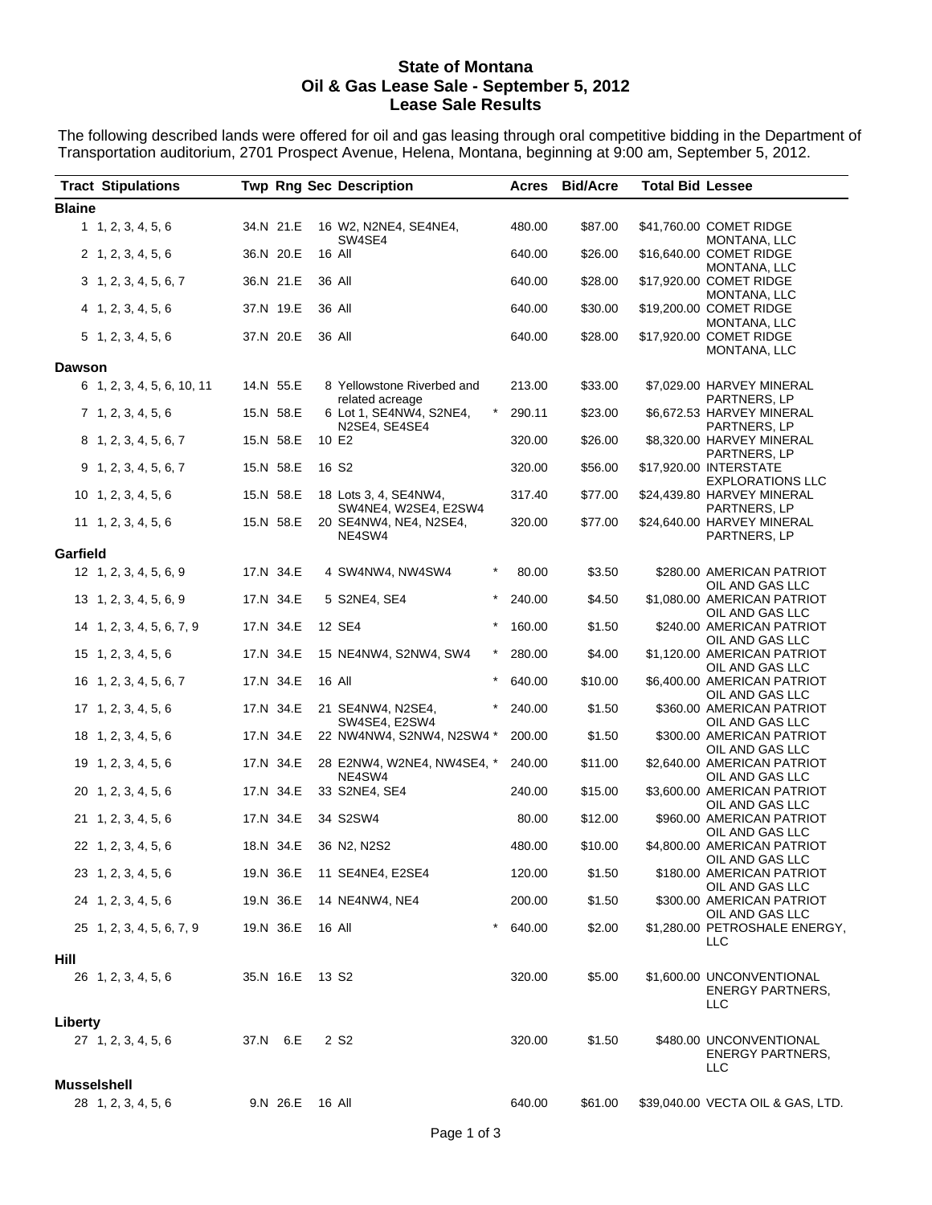# State of Montana
## Oil & Gas Lease Sale - September 5, 2012
## Lease Sale Results

The following described lands were offered for oil and gas leasing through oral competitive bidding in the Department of Transportation auditorium, 2701 Prospect Avenue, Helena, Montana, beginning at 9:00 am, September 5, 2012.

| Tract | Stipulations | Twp | Rng | Sec | Description | | Acres | Bid/Acre | Total Bid | Lessee |
|---|---|---|---|---|---|---|---|---|---|---|
| **Blaine** | | | | | | | | | | |
| 1 | 1, 2, 3, 4, 5, 6 | 34.N | 21.E | 16 | W2, N2NE4, SE4NE4, SW4SE4 | | 480.00 | $87.00 | $41,760.00 | COMET RIDGE MONTANA, LLC |
| 2 | 1, 2, 3, 4, 5, 6 | 36.N | 20.E | 16 | All | | 640.00 | $26.00 | $16,640.00 | COMET RIDGE MONTANA, LLC |
| 3 | 1, 2, 3, 4, 5, 6, 7 | 36.N | 21.E | 36 | All | | 640.00 | $28.00 | $17,920.00 | COMET RIDGE MONTANA, LLC |
| 4 | 1, 2, 3, 4, 5, 6 | 37.N | 19.E | 36 | All | | 640.00 | $30.00 | $19,200.00 | COMET RIDGE MONTANA, LLC |
| 5 | 1, 2, 3, 4, 5, 6 | 37.N | 20.E | 36 | All | | 640.00 | $28.00 | $17,920.00 | COMET RIDGE MONTANA, LLC |
| **Dawson** | | | | | | | | | | |
| 6 | 1, 2, 3, 4, 5, 6, 10, 11 | 14.N | 55.E | 8 | Yellowstone Riverbed and related acreage | | 213.00 | $33.00 | $7,029.00 | HARVEY MINERAL PARTNERS, LP |
| 7 | 1, 2, 3, 4, 5, 6 | 15.N | 58.E | 6 | Lot 1, SE4NW4, S2NE4, N2SE4, SE4SE4 | * | 290.11 | $23.00 | $6,672.53 | HARVEY MINERAL PARTNERS, LP |
| 8 | 1, 2, 3, 4, 5, 6, 7 | 15.N | 58.E | 10 | E2 | | 320.00 | $26.00 | $8,320.00 | HARVEY MINERAL PARTNERS, LP |
| 9 | 1, 2, 3, 4, 5, 6, 7 | 15.N | 58.E | 16 | S2 | | 320.00 | $56.00 | $17,920.00 | INTERSTATE EXPLORATIONS LLC |
| 10 | 1, 2, 3, 4, 5, 6 | 15.N | 58.E | 18 | Lots 3, 4, SE4NW4, SW4NE4, W2SE4, E2SW4 | | 317.40 | $77.00 | $24,439.80 | HARVEY MINERAL PARTNERS, LP |
| 11 | 1, 2, 3, 4, 5, 6 | 15.N | 58.E | 20 | SE4NW4, NE4, N2SE4, NE4SW4 | | 320.00 | $77.00 | $24,640.00 | HARVEY MINERAL PARTNERS, LP |
| **Garfield** | | | | | | | | | | |
| 12 | 1, 2, 3, 4, 5, 6, 9 | 17.N | 34.E | 4 | SW4NW4, NW4SW4 | * | 80.00 | $3.50 | $280.00 | AMERICAN PATRIOT OIL AND GAS LLC |
| 13 | 1, 2, 3, 4, 5, 6, 9 | 17.N | 34.E | 5 | S2NE4, SE4 | * | 240.00 | $4.50 | $1,080.00 | AMERICAN PATRIOT OIL AND GAS LLC |
| 14 | 1, 2, 3, 4, 5, 6, 7, 9 | 17.N | 34.E | 12 | SE4 | * | 160.00 | $1.50 | $240.00 | AMERICAN PATRIOT OIL AND GAS LLC |
| 15 | 1, 2, 3, 4, 5, 6 | 17.N | 34.E | 15 | NE4NW4, S2NW4, SW4 | * | 280.00 | $4.00 | $1,120.00 | AMERICAN PATRIOT OIL AND GAS LLC |
| 16 | 1, 2, 3, 4, 5, 6, 7 | 17.N | 34.E | 16 | All | * | 640.00 | $10.00 | $6,400.00 | AMERICAN PATRIOT OIL AND GAS LLC |
| 17 | 1, 2, 3, 4, 5, 6 | 17.N | 34.E | 21 | SE4NW4, N2SE4, SW4SE4, E2SW4 | * | 240.00 | $1.50 | $360.00 | AMERICAN PATRIOT OIL AND GAS LLC |
| 18 | 1, 2, 3, 4, 5, 6 | 17.N | 34.E | 22 | NW4NW4, S2NW4, N2SW4 | * | 200.00 | $1.50 | $300.00 | AMERICAN PATRIOT OIL AND GAS LLC |
| 19 | 1, 2, 3, 4, 5, 6 | 17.N | 34.E | 28 | E2NW4, W2NE4, NW4SE4, NE4SW4 | * | 240.00 | $11.00 | $2,640.00 | AMERICAN PATRIOT OIL AND GAS LLC |
| 20 | 1, 2, 3, 4, 5, 6 | 17.N | 34.E | 33 | S2NE4, SE4 | | 240.00 | $15.00 | $3,600.00 | AMERICAN PATRIOT OIL AND GAS LLC |
| 21 | 1, 2, 3, 4, 5, 6 | 17.N | 34.E | 34 | S2SW4 | | 80.00 | $12.00 | $960.00 | AMERICAN PATRIOT OIL AND GAS LLC |
| 22 | 1, 2, 3, 4, 5, 6 | 18.N | 34.E | 36 | N2, N2S2 | | 480.00 | $10.00 | $4,800.00 | AMERICAN PATRIOT OIL AND GAS LLC |
| 23 | 1, 2, 3, 4, 5, 6 | 19.N | 36.E | 11 | SE4NE4, E2SE4 | | 120.00 | $1.50 | $180.00 | AMERICAN PATRIOT OIL AND GAS LLC |
| 24 | 1, 2, 3, 4, 5, 6 | 19.N | 36.E | 14 | NE4NW4, NE4 | | 200.00 | $1.50 | $300.00 | AMERICAN PATRIOT OIL AND GAS LLC |
| 25 | 1, 2, 3, 4, 5, 6, 7, 9 | 19.N | 36.E | 16 | All | * | 640.00 | $2.00 | $1,280.00 | PETROSHALE ENERGY, LLC |
| **Hill** | | | | | | | | | | |
| 26 | 1, 2, 3, 4, 5, 6 | 35.N | 16.E | 13 | S2 | | 320.00 | $5.00 | $1,600.00 | UNCONVENTIONAL ENERGY PARTNERS, LLC |
| **Liberty** | | | | | | | | | | |
| 27 | 1, 2, 3, 4, 5, 6 | 37.N | 6.E | 2 | S2 | | 320.00 | $1.50 | $480.00 | UNCONVENTIONAL ENERGY PARTNERS, LLC |
| **Musselshell** | | | | | | | | | | |
| 28 | 1, 2, 3, 4, 5, 6 | 9.N | 26.E | 16 | All | | 640.00 | $61.00 | $39,040.00 | VECTA OIL & GAS, LTD. |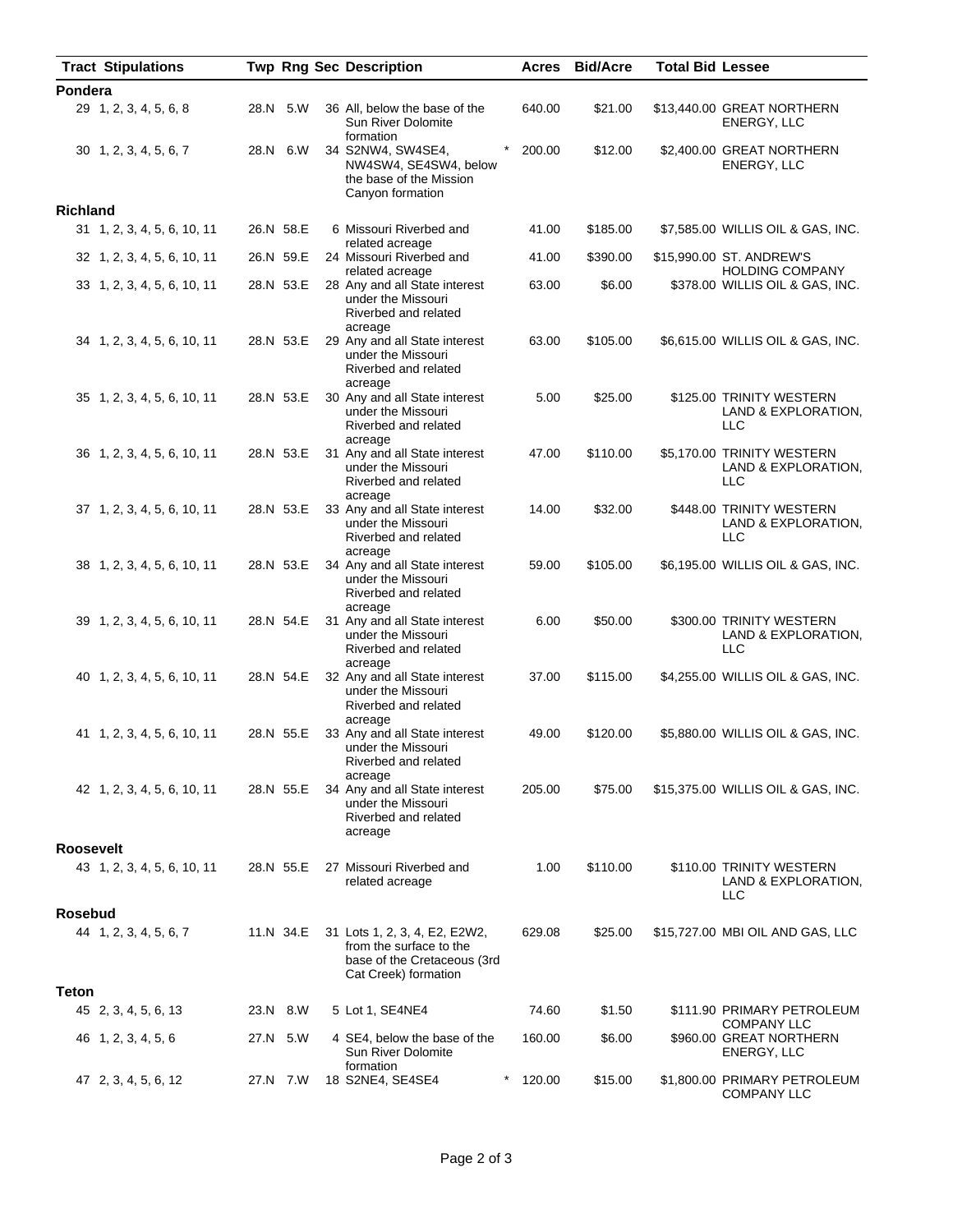| Tract | Stipulations | Twp | Rng | Sec | Description | | Acres | Bid/Acre | Total Bid | Lessee |
|---|---|---|---|---|---|---|---|---|---|---|
| **Pondera** | | | | | | | | | | |
| 29 | 1, 2, 3, 4, 5, 6, 8 | 28.N | 5.W | 36 | All, below the base of the Sun River Dolomite formation | | 640.00 | $21.00 | $13,440.00 | GREAT NORTHERN ENERGY, LLC |
| 30 | 1, 2, 3, 4, 5, 6, 7 | 28.N | 6.W | 34 | S2NW4, SW4SE4, NW4SW4, SE4SW4, below the base of the Mission Canyon formation | * | 200.00 | $12.00 | $2,400.00 | GREAT NORTHERN ENERGY, LLC |
| **Richland** | | | | | | | | | | |
| 31 | 1, 2, 3, 4, 5, 6, 10, 11 | 26.N | 58.E | 6 | Missouri Riverbed and related acreage | | 41.00 | $185.00 | $7,585.00 | WILLIS OIL & GAS, INC. |
| 32 | 1, 2, 3, 4, 5, 6, 10, 11 | 26.N | 59.E | 24 | Missouri Riverbed and related acreage | | 41.00 | $390.00 | $15,990.00 | ST. ANDREW'S HOLDING COMPANY |
| 33 | 1, 2, 3, 4, 5, 6, 10, 11 | 28.N | 53.E | 28 | Any and all State interest under the Missouri Riverbed and related acreage | | 63.00 | $6.00 | $378.00 | WILLIS OIL & GAS, INC. |
| 34 | 1, 2, 3, 4, 5, 6, 10, 11 | 28.N | 53.E | 29 | Any and all State interest under the Missouri Riverbed and related acreage | | 63.00 | $105.00 | $6,615.00 | WILLIS OIL & GAS, INC. |
| 35 | 1, 2, 3, 4, 5, 6, 10, 11 | 28.N | 53.E | 30 | Any and all State interest under the Missouri Riverbed and related acreage | | 5.00 | $25.00 | $125.00 | TRINITY WESTERN LAND & EXPLORATION, LLC |
| 36 | 1, 2, 3, 4, 5, 6, 10, 11 | 28.N | 53.E | 31 | Any and all State interest under the Missouri Riverbed and related acreage | | 47.00 | $110.00 | $5,170.00 | TRINITY WESTERN LAND & EXPLORATION, LLC |
| 37 | 1, 2, 3, 4, 5, 6, 10, 11 | 28.N | 53.E | 33 | Any and all State interest under the Missouri Riverbed and related acreage | | 14.00 | $32.00 | $448.00 | TRINITY WESTERN LAND & EXPLORATION, LLC |
| 38 | 1, 2, 3, 4, 5, 6, 10, 11 | 28.N | 53.E | 34 | Any and all State interest under the Missouri Riverbed and related acreage | | 59.00 | $105.00 | $6,195.00 | WILLIS OIL & GAS, INC. |
| 39 | 1, 2, 3, 4, 5, 6, 10, 11 | 28.N | 54.E | 31 | Any and all State interest under the Missouri Riverbed and related acreage | | 6.00 | $50.00 | $300.00 | TRINITY WESTERN LAND & EXPLORATION, LLC |
| 40 | 1, 2, 3, 4, 5, 6, 10, 11 | 28.N | 54.E | 32 | Any and all State interest under the Missouri Riverbed and related acreage | | 37.00 | $115.00 | $4,255.00 | WILLIS OIL & GAS, INC. |
| 41 | 1, 2, 3, 4, 5, 6, 10, 11 | 28.N | 55.E | 33 | Any and all State interest under the Missouri Riverbed and related acreage | | 49.00 | $120.00 | $5,880.00 | WILLIS OIL & GAS, INC. |
| 42 | 1, 2, 3, 4, 5, 6, 10, 11 | 28.N | 55.E | 34 | Any and all State interest under the Missouri Riverbed and related acreage | | 205.00 | $75.00 | $15,375.00 | WILLIS OIL & GAS, INC. |
| **Roosevelt** | | | | | | | | | | |
| 43 | 1, 2, 3, 4, 5, 6, 10, 11 | 28.N | 55.E | 27 | Missouri Riverbed and related acreage | | 1.00 | $110.00 | $110.00 | TRINITY WESTERN LAND & EXPLORATION, LLC |
| **Rosebud** | | | | | | | | | | |
| 44 | 1, 2, 3, 4, 5, 6, 7 | 11.N | 34.E | 31 | Lots 1, 2, 3, 4, E2, E2W2, from the surface to the base of the Cretaceous (3rd Cat Creek) formation | | 629.08 | $25.00 | $15,727.00 | MBI OIL AND GAS, LLC |
| **Teton** | | | | | | | | | | |
| 45 | 2, 3, 4, 5, 6, 13 | 23.N | 8.W | 5 | Lot 1, SE4NE4 | | 74.60 | $1.50 | $111.90 | PRIMARY PETROLEUM COMPANY LLC |
| 46 | 1, 2, 3, 4, 5, 6 | 27.N | 5.W | 4 | SE4, below the base of the Sun River Dolomite formation | | 160.00 | $6.00 | $960.00 | GREAT NORTHERN ENERGY, LLC |
| 47 | 2, 3, 4, 5, 6, 12 | 27.N | 7.W | 18 | S2NE4, SE4SE4 | * | 120.00 | $15.00 | $1,800.00 | PRIMARY PETROLEUM COMPANY LLC |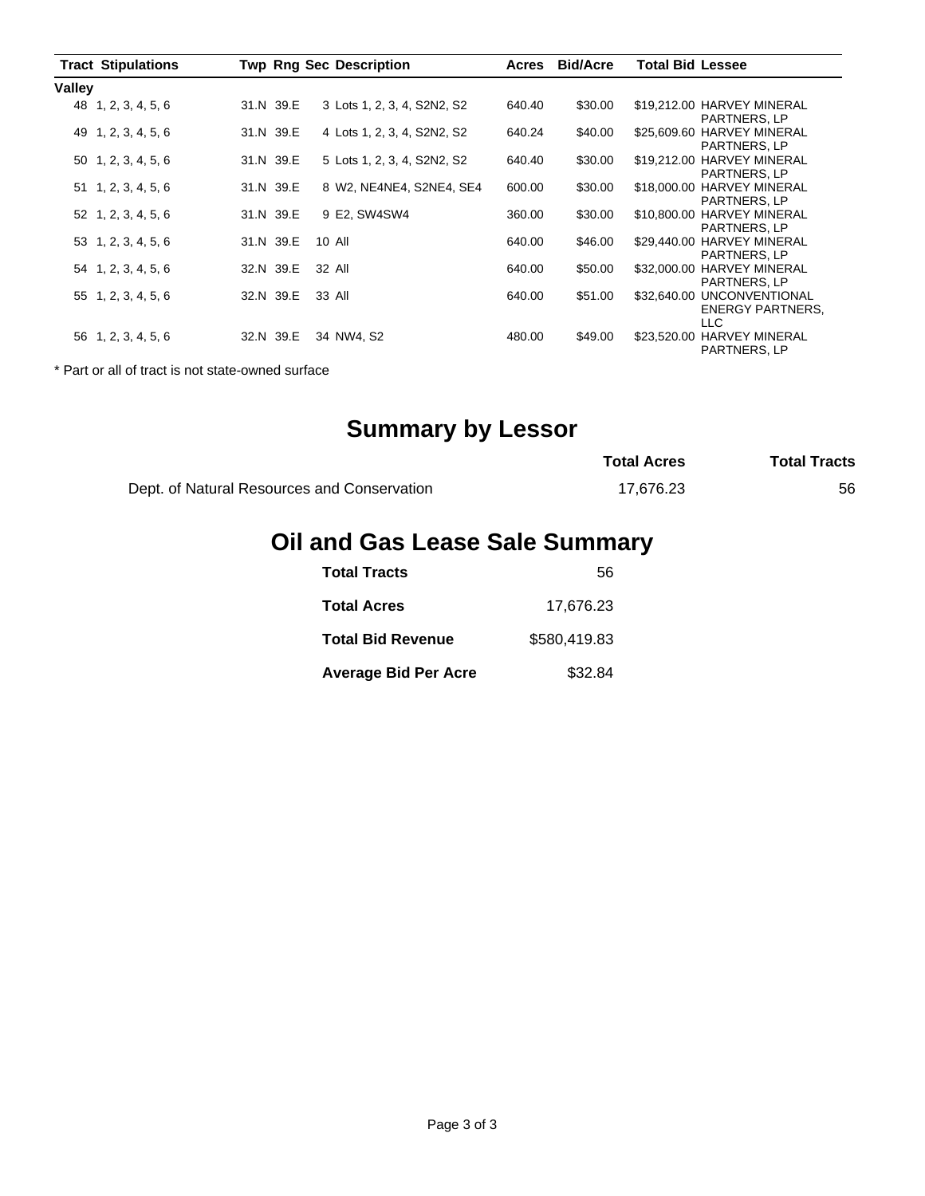| Tract | Stipulations | Twp | Rng | Sec | Description | Acres | Bid/Acre | Total Bid | Lessee |
|---|---|---|---|---|---|---|---|---|---|
| **Valley** | | | | | | | | | |
| 48 | 1, 2, 3, 4, 5, 6 | 31.N | 39.E | 3 | Lots 1, 2, 3, 4, S2N2, S2 | 640.40 | $30.00 | $19,212.00 | HARVEY MINERAL PARTNERS, LP |
| 49 | 1, 2, 3, 4, 5, 6 | 31.N | 39.E | 4 | Lots 1, 2, 3, 4, S2N2, S2 | 640.24 | $40.00 | $25,609.60 | HARVEY MINERAL PARTNERS, LP |
| 50 | 1, 2, 3, 4, 5, 6 | 31.N | 39.E | 5 | Lots 1, 2, 3, 4, S2N2, S2 | 640.40 | $30.00 | $19,212.00 | HARVEY MINERAL PARTNERS, LP |
| 51 | 1, 2, 3, 4, 5, 6 | 31.N | 39.E | 8 | W2, NE4NE4, S2NE4, SE4 | 600.00 | $30.00 | $18,000.00 | HARVEY MINERAL PARTNERS, LP |
| 52 | 1, 2, 3, 4, 5, 6 | 31.N | 39.E | 9 | E2, SW4SW4 | 360.00 | $30.00 | $10,800.00 | HARVEY MINERAL PARTNERS, LP |
| 53 | 1, 2, 3, 4, 5, 6 | 31.N | 39.E | 10 | All | 640.00 | $46.00 | $29,440.00 | HARVEY MINERAL PARTNERS, LP |
| 54 | 1, 2, 3, 4, 5, 6 | 32.N | 39.E | 32 | All | 640.00 | $50.00 | $32,000.00 | HARVEY MINERAL PARTNERS, LP |
| 55 | 1, 2, 3, 4, 5, 6 | 32.N | 39.E | 33 | All | 640.00 | $51.00 | $32,640.00 | UNCONVENTIONAL ENERGY PARTNERS, LLC |
| 56 | 1, 2, 3, 4, 5, 6 | 32.N | 39.E | 34 | NW4, S2 | 480.00 | $49.00 | $23,520.00 | HARVEY MINERAL PARTNERS, LP |

\* Part or all of tract is not state-owned surface

# Summary by Lessor

| | Total Acres | Total Tracts |
|---|---|---|
| Dept. of Natural Resources and Conservation | 17,676.23 | 56 |

# Oil and Gas Lease Sale Summary

| | |
|---|---|
| **Total Tracts** | 56 |
| **Total Acres** | 17,676.23 |
| **Total Bid Revenue** | $580,419.83 |
| **Average Bid Per Acre** | $32.84 |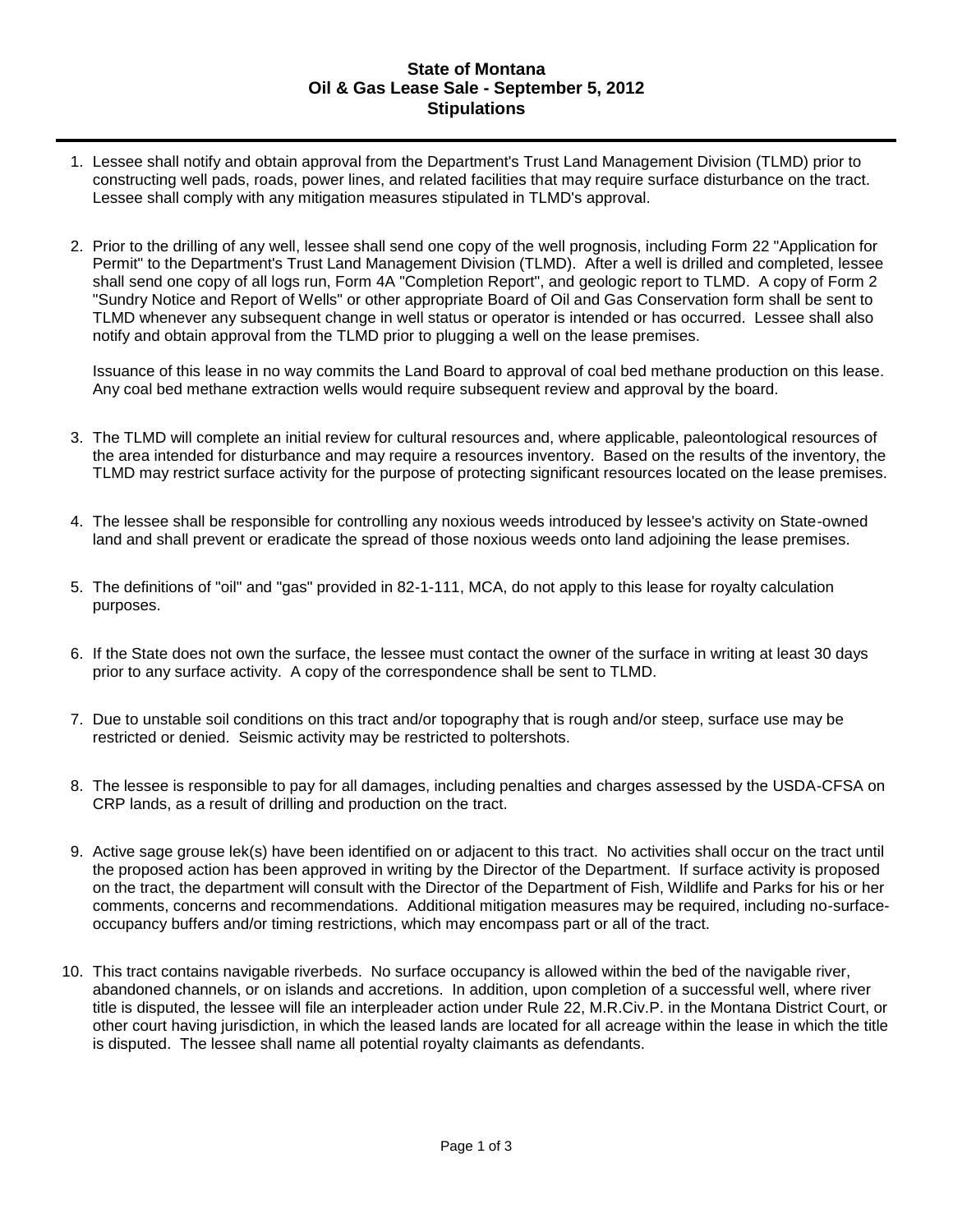**State of Montana**
**Oil & Gas Lease Sale - September 5, 2012**
**Stipulations**

---

1. Lessee shall notify and obtain approval from the Department's Trust Land Management Division (TLMD) prior to constructing well pads, roads, power lines, and related facilities that may require surface disturbance on the tract. Lessee shall comply with any mitigation measures stipulated in TLMD's approval.

2. Prior to the drilling of any well, lessee shall send one copy of the well prognosis, including Form 22 "Application for Permit" to the Department's Trust Land Management Division (TLMD). After a well is drilled and completed, lessee shall send one copy of all logs run, Form 4A "Completion Report", and geologic report to TLMD. A copy of Form 2 "Sundry Notice and Report of Wells" or other appropriate Board of Oil and Gas Conservation form shall be sent to TLMD whenever any subsequent change in well status or operator is intended or has occurred. Lessee shall also notify and obtain approval from the TLMD prior to plugging a well on the lease premises.

   Issuance of this lease in no way commits the Land Board to approval of coal bed methane production on this lease. Any coal bed methane extraction wells would require subsequent review and approval by the board.

3. The TLMD will complete an initial review for cultural resources and, where applicable, paleontological resources of the area intended for disturbance and may require a resources inventory. Based on the results of the inventory, the TLMD may restrict surface activity for the purpose of protecting significant resources located on the lease premises.

4. The lessee shall be responsible for controlling any noxious weeds introduced by lessee's activity on State-owned land and shall prevent or eradicate the spread of those noxious weeds onto land adjoining the lease premises.

5. The definitions of "oil" and "gas" provided in 82-1-111, MCA, do not apply to this lease for royalty calculation purposes.

6. If the State does not own the surface, the lessee must contact the owner of the surface in writing at least 30 days prior to any surface activity. A copy of the correspondence shall be sent to TLMD.

7. Due to unstable soil conditions on this tract and/or topography that is rough and/or steep, surface use may be restricted or denied. Seismic activity may be restricted to poltershots.

8. The lessee is responsible to pay for all damages, including penalties and charges assessed by the USDA-CFSA on CRP lands, as a result of drilling and production on the tract.

9. Active sage grouse lek(s) have been identified on or adjacent to this tract. No activities shall occur on the tract until the proposed action has been approved in writing by the Director of the Department. If surface activity is proposed on the tract, the department will consult with the Director of the Department of Fish, Wildlife and Parks for his or her comments, concerns and recommendations. Additional mitigation measures may be required, including no-surface-occupancy buffers and/or timing restrictions, which may encompass part or all of the tract.

10. This tract contains navigable riverbeds. No surface occupancy is allowed within the bed of the navigable river, abandoned channels, or on islands and accretions. In addition, upon completion of a successful well, where river title is disputed, the lessee will file an interpleader action under Rule 22, M.R.Civ.P. in the Montana District Court, or other court having jurisdiction, in which the leased lands are located for all acreage within the lease in which the title is disputed. The lessee shall name all potential royalty claimants as defendants.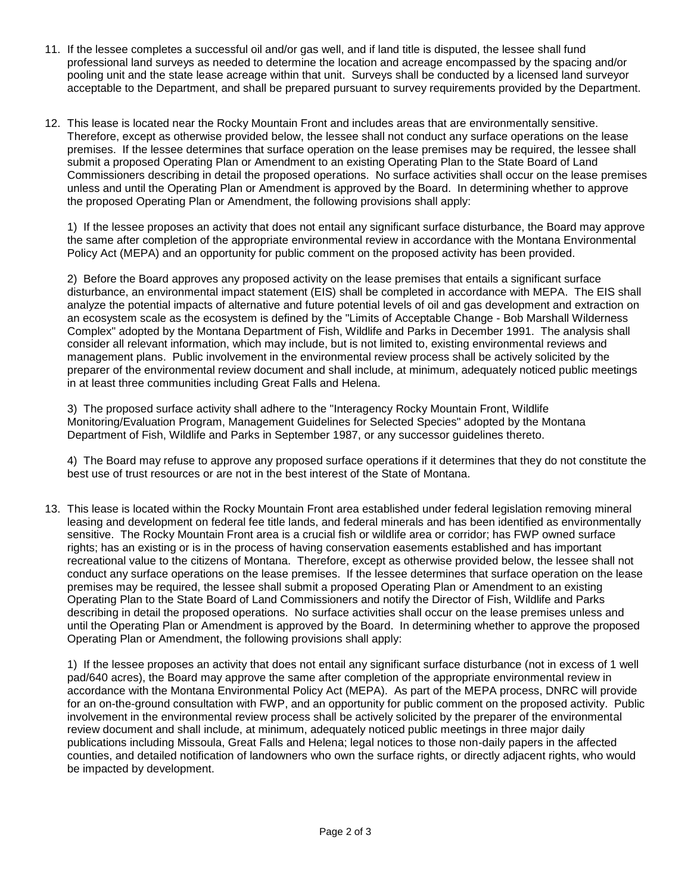11. If the lessee completes a successful oil and/or gas well, and if land title is disputed, the lessee shall fund professional land surveys as needed to determine the location and acreage encompassed by the spacing and/or pooling unit and the state lease acreage within that unit. Surveys shall be conducted by a licensed land surveyor acceptable to the Department, and shall be prepared pursuant to survey requirements provided by the Department.

12. This lease is located near the Rocky Mountain Front and includes areas that are environmentally sensitive. Therefore, except as otherwise provided below, the lessee shall not conduct any surface operations on the lease premises. If the lessee determines that surface operation on the lease premises may be required, the lessee shall submit a proposed Operating Plan or Amendment to an existing Operating Plan to the State Board of Land Commissioners describing in detail the proposed operations. No surface activities shall occur on the lease premises unless and until the Operating Plan or Amendment is approved by the Board. In determining whether to approve the proposed Operating Plan or Amendment, the following provisions shall apply:

    1) If the lessee proposes an activity that does not entail any significant surface disturbance, the Board may approve the same after completion of the appropriate environmental review in accordance with the Montana Environmental Policy Act (MEPA) and an opportunity for public comment on the proposed activity has been provided.

    2) Before the Board approves any proposed activity on the lease premises that entails a significant surface disturbance, an environmental impact statement (EIS) shall be completed in accordance with MEPA. The EIS shall analyze the potential impacts of alternative and future potential levels of oil and gas development and extraction on an ecosystem scale as the ecosystem is defined by the "Limits of Acceptable Change - Bob Marshall Wilderness Complex" adopted by the Montana Department of Fish, Wildlife and Parks in December 1991. The analysis shall consider all relevant information, which may include, but is not limited to, existing environmental reviews and management plans. Public involvement in the environmental review process shall be actively solicited by the preparer of the environmental review document and shall include, at minimum, adequately noticed public meetings in at least three communities including Great Falls and Helena.

    3) The proposed surface activity shall adhere to the "Interagency Rocky Mountain Front, Wildlife Monitoring/Evaluation Program, Management Guidelines for Selected Species" adopted by the Montana Department of Fish, Wildlife and Parks in September 1987, or any successor guidelines thereto.

    4) The Board may refuse to approve any proposed surface operations if it determines that they do not constitute the best use of trust resources or are not in the best interest of the State of Montana.

13. This lease is located within the Rocky Mountain Front area established under federal legislation removing mineral leasing and development on federal fee title lands, and federal minerals and has been identified as environmentally sensitive. The Rocky Mountain Front area is a crucial fish or wildlife area or corridor; has FWP owned surface rights; has an existing or is in the process of having conservation easements established and has important recreational value to the citizens of Montana. Therefore, except as otherwise provided below, the lessee shall not conduct any surface operations on the lease premises. If the lessee determines that surface operation on the lease premises may be required, the lessee shall submit a proposed Operating Plan or Amendment to an existing Operating Plan to the State Board of Land Commissioners and notify the Director of Fish, Wildlife and Parks describing in detail the proposed operations. No surface activities shall occur on the lease premises unless and until the Operating Plan or Amendment is approved by the Board. In determining whether to approve the proposed Operating Plan or Amendment, the following provisions shall apply:

    1) If the lessee proposes an activity that does not entail any significant surface disturbance (not in excess of 1 well pad/640 acres), the Board may approve the same after completion of the appropriate environmental review in accordance with the Montana Environmental Policy Act (MEPA). As part of the MEPA process, DNRC will provide for an on-the-ground consultation with FWP, and an opportunity for public comment on the proposed activity. Public involvement in the environmental review process shall be actively solicited by the preparer of the environmental review document and shall include, at minimum, adequately noticed public meetings in three major daily publications including Missoula, Great Falls and Helena; legal notices to those non-daily papers in the affected counties, and detailed notification of landowners who own the surface rights, or directly adjacent rights, who would be impacted by development.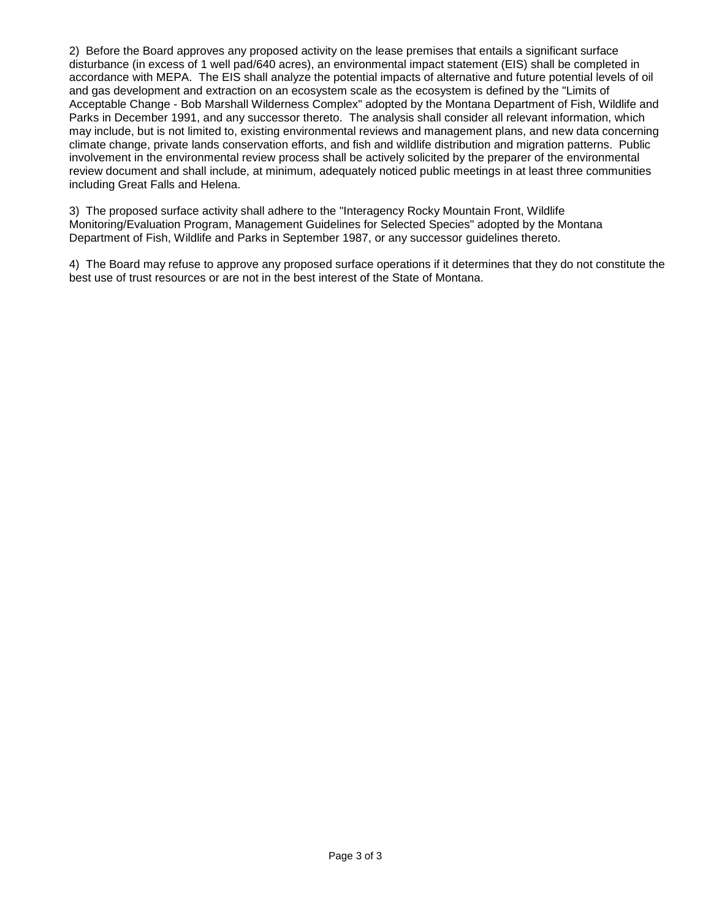2)  Before the Board approves any proposed activity on the lease premises that entails a significant surface disturbance (in excess of 1 well pad/640 acres), an environmental impact statement (EIS) shall be completed in accordance with MEPA.  The EIS shall analyze the potential impacts of alternative and future potential levels of oil and gas development and extraction on an ecosystem scale as the ecosystem is defined by the "Limits of Acceptable Change - Bob Marshall Wilderness Complex" adopted by the Montana Department of Fish, Wildlife and Parks in December 1991, and any successor thereto.  The analysis shall consider all relevant information, which may include, but is not limited to, existing environmental reviews and management plans, and new data concerning climate change, private lands conservation efforts, and fish and wildlife distribution and migration patterns.  Public involvement in the environmental review process shall be actively solicited by the preparer of the environmental review document and shall include, at minimum, adequately noticed public meetings in at least three communities including Great Falls and Helena.

3)  The proposed surface activity shall adhere to the "Interagency Rocky Mountain Front, Wildlife Monitoring/Evaluation Program, Management Guidelines for Selected Species" adopted by the Montana Department of Fish, Wildlife and Parks in September 1987, or any successor guidelines thereto.

4)  The Board may refuse to approve any proposed surface operations if it determines that they do not constitute the best use of trust resources or are not in the best interest of the State of Montana.